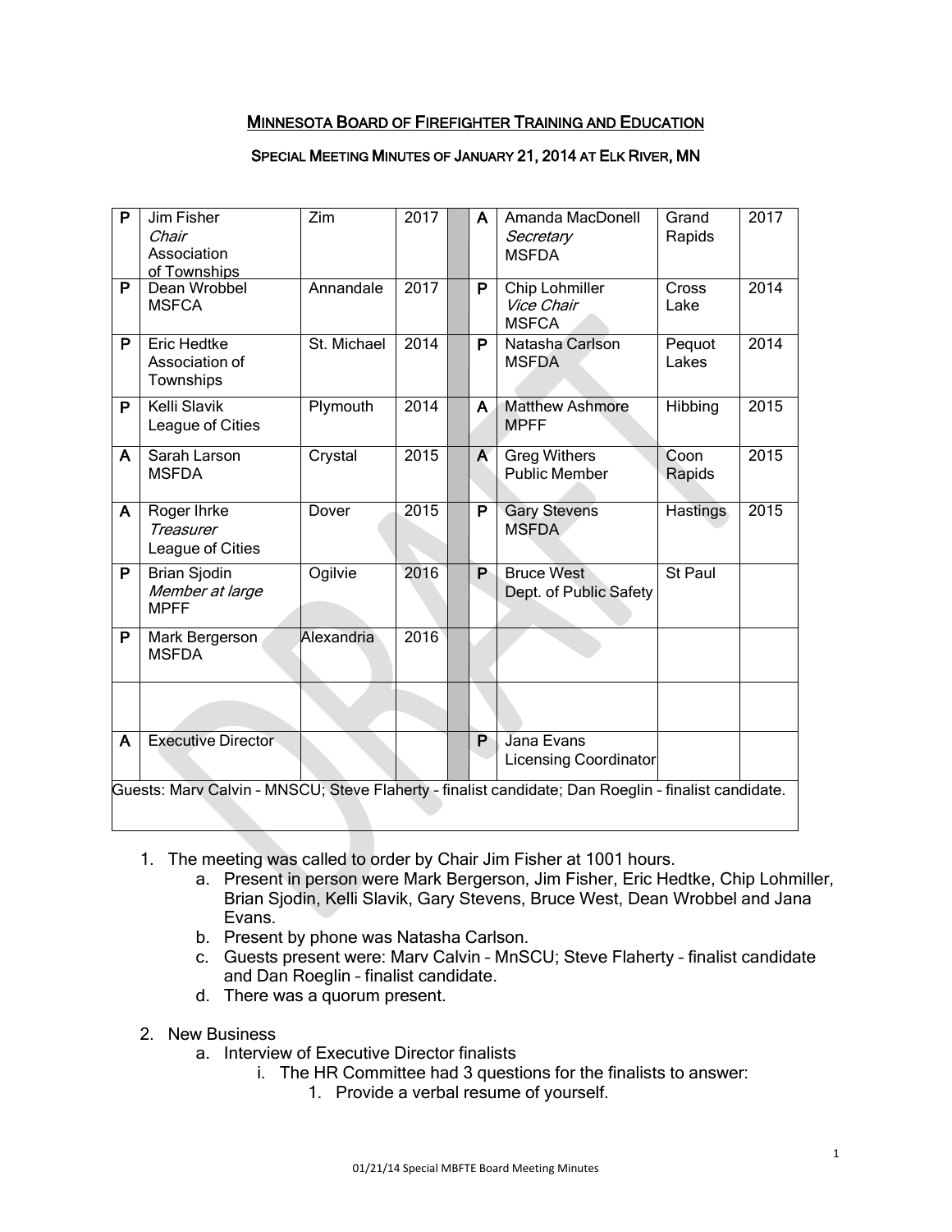# MINNESOTA BOARD OF FIREFIGHTER TRAINING AND EDUCATION

## SPECIAL MEETING MINUTES OF JANUARY 21, 2014 AT ELK RIVER, MN

| | | | | | | | | |
|---|---|---|---|---|---|---|---|---|
| P | Jim Fisher<br>*Chair*<br>Association of Townships | Zim | 2017 | | A | Amanda MacDonell<br>*Secretary*<br>MSFDA | Grand Rapids | 2017 |
| P | Dean Wrobbel<br>MSFCA | Annandale | 2017 | | P | Chip Lohmiller<br>*Vice Chair*<br>MSFCA | Cross Lake | 2014 |
| P | Eric Hedtke<br>Association of Townships | St. Michael | 2014 | | P | Natasha Carlson<br>MSFDA | Pequot Lakes | 2014 |
| P | Kelli Slavik<br>League of Cities | Plymouth | 2014 | | A | Matthew Ashmore<br>MPFF | Hibbing | 2015 |
| A | Sarah Larson<br>MSFDA | Crystal | 2015 | | A | Greg Withers<br>Public Member | Coon Rapids | 2015 |
| A | Roger Ihrke<br>*Treasurer*<br>League of Cities | Dover | 2015 | | P | Gary Stevens<br>MSFDA | Hastings | 2015 |
| P | Brian Sjodin<br>*Member at large*<br>MPFF | Ogilvie | 2016 | | P | Bruce West<br>Dept. of Public Safety | St Paul | |
| P | Mark Bergerson<br>MSFDA | Alexandria | 2016 | | | | | |
| | | | | | | | | |
| A | Executive Director | | | | P | Jana Evans<br>Licensing Coordinator | | |

Guests: Marv Calvin – MNSCU; Steve Flaherty – finalist candidate; Dan Roeglin – finalist candidate.

1. The meeting was called to order by Chair Jim Fisher at 1001 hours.
   a. Present in person were Mark Bergerson, Jim Fisher, Eric Hedtke, Chip Lohmiller, Brian Sjodin, Kelli Slavik, Gary Stevens, Bruce West, Dean Wrobbel and Jana Evans.
   b. Present by phone was Natasha Carlson.
   c. Guests present were: Marv Calvin – MnSCU; Steve Flaherty – finalist candidate and Dan Roeglin – finalist candidate.
   d. There was a quorum present.

2. New Business
   a. Interview of Executive Director finalists
      i. The HR Committee had 3 questions for the finalists to answer:
         1. Provide a verbal resume of yourself.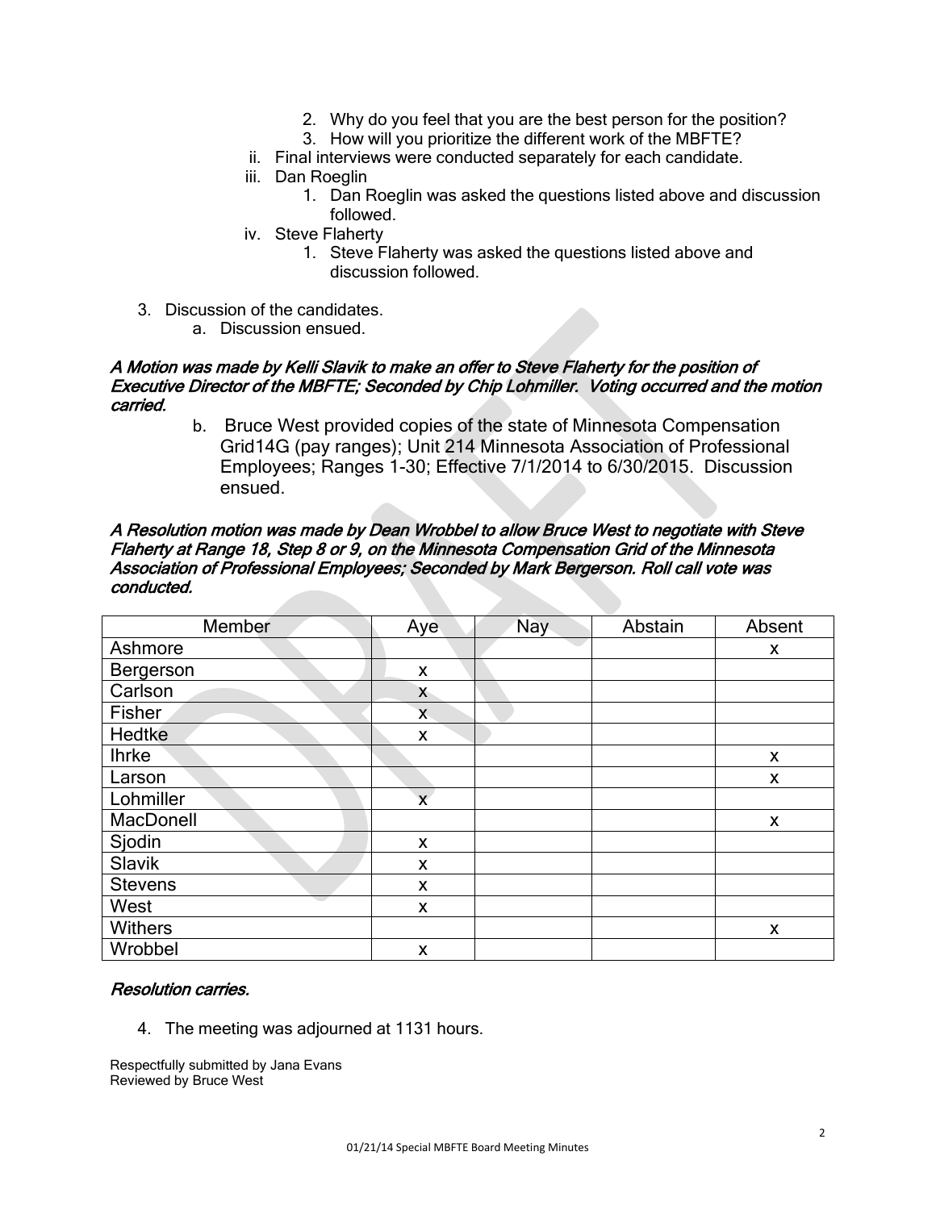2. Why do you feel that you are the best person for the position?
3. How will you prioritize the different work of the MBFTE?

ii. Final interviews were conducted separately for each candidate.

iii. Dan Roeglin

1. Dan Roeglin was asked the questions listed above and discussion followed.

iv. Steve Flaherty

1. Steve Flaherty was asked the questions listed above and discussion followed.

3. Discussion of the candidates.
   a. Discussion ensued.

***A Motion was made by Kelli Slavik to make an offer to Steve Flaherty for the position of Executive Director of the MBFTE; Seconded by Chip Lohmiller. Voting occurred and the motion carried.***

b. Bruce West provided copies of the state of Minnesota Compensation Grid14G (pay ranges); Unit 214 Minnesota Association of Professional Employees; Ranges 1-30; Effective 7/1/2014 to 6/30/2015. Discussion ensued.

***A Resolution motion was made by Dean Wrobbel to allow Bruce West to negotiate with Steve Flaherty at Range 18, Step 8 or 9, on the Minnesota Compensation Grid of the Minnesota Association of Professional Employees; Seconded by Mark Bergerson. Roll call vote was conducted.***

| Member | Aye | Nay | Abstain | Absent |
|---|---|---|---|---|
| Ashmore | | | | x |
| Bergerson | x | | | |
| Carlson | x | | | |
| Fisher | x | | | |
| Hedtke | x | | | |
| Ihrke | | | | x |
| Larson | | | | x |
| Lohmiller | x | | | |
| MacDonell | | | | x |
| Sjodin | x | | | |
| Slavik | x | | | |
| Stevens | x | | | |
| West | x | | | |
| Withers | | | | x |
| Wrobbel | x | | | |

***Resolution carries.***

4. The meeting was adjourned at 1131 hours.

Respectfully submitted by Jana Evans
Reviewed by Bruce West